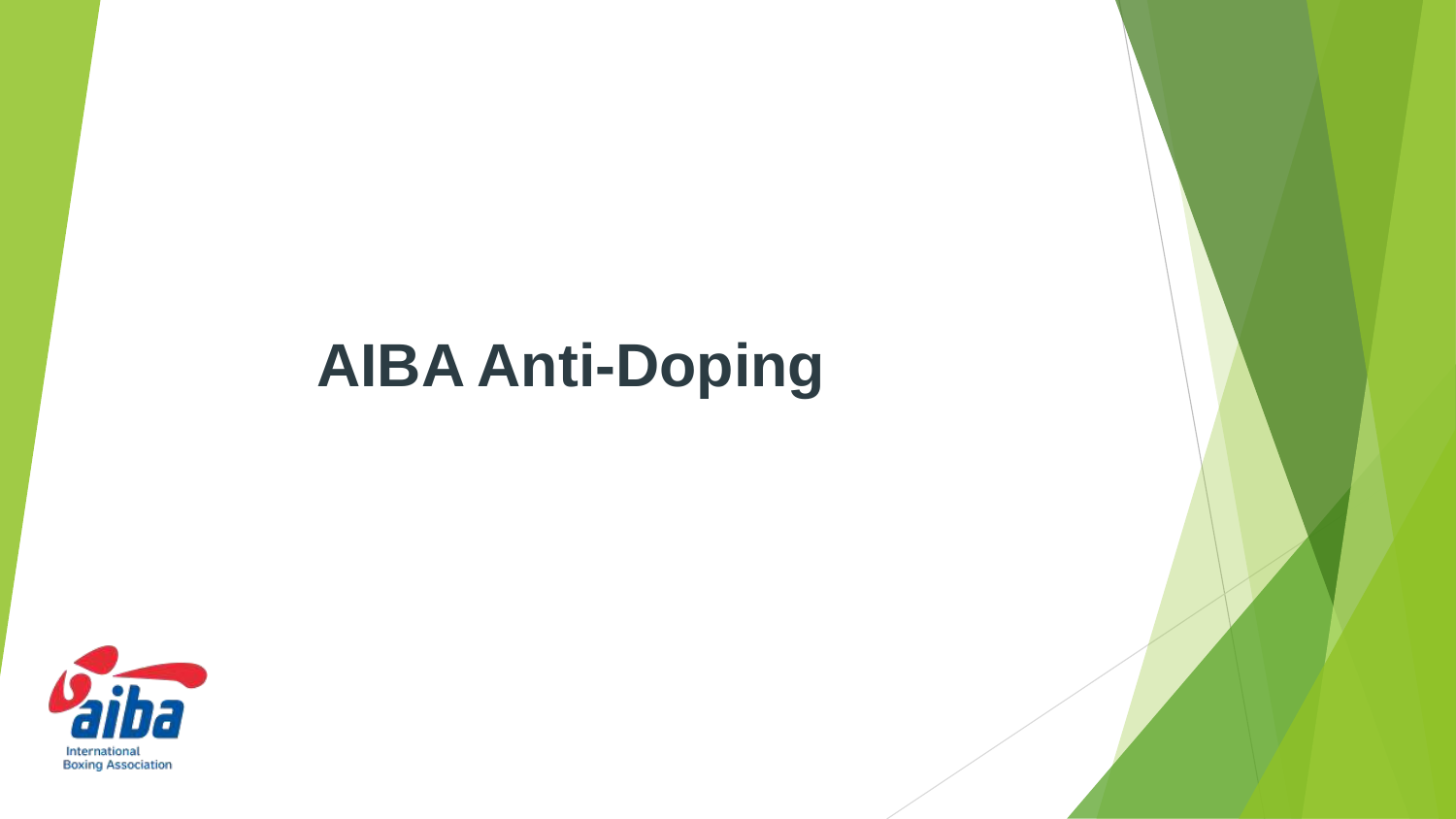# AIBA Anti-Doping

aiba

International Boxing Association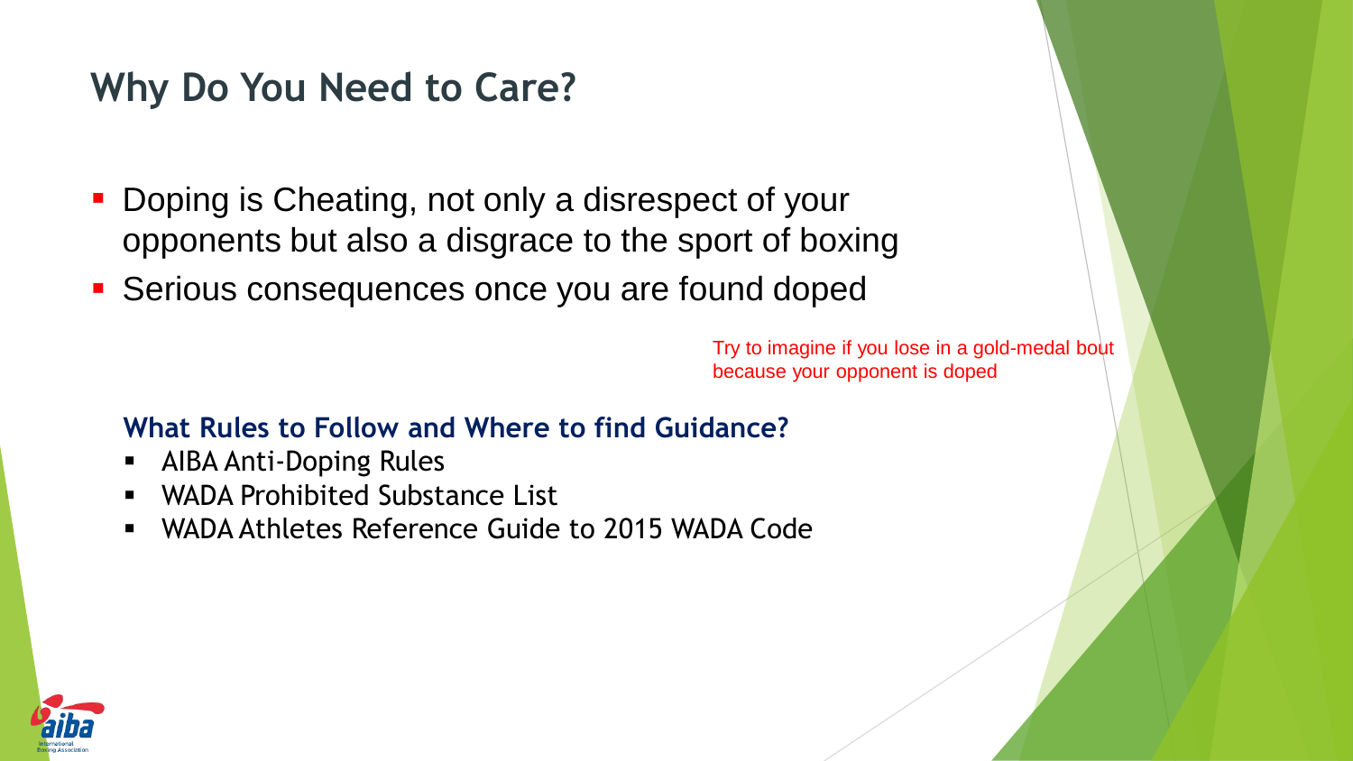# Why Do You Need to Care?

- Doping is Cheating, not only a disrespect of your opponents but also a disgrace to the sport of boxing
- Serious consequences once you are found doped

Try to imagine if you lose in a gold-medal bout because your opponent is doped

### What Rules to Follow and Where to find Guidance?

- AIBA Anti-Doping Rules
- WADA Prohibited Substance List
- WADA Athletes Reference Guide to 2015 WADA Code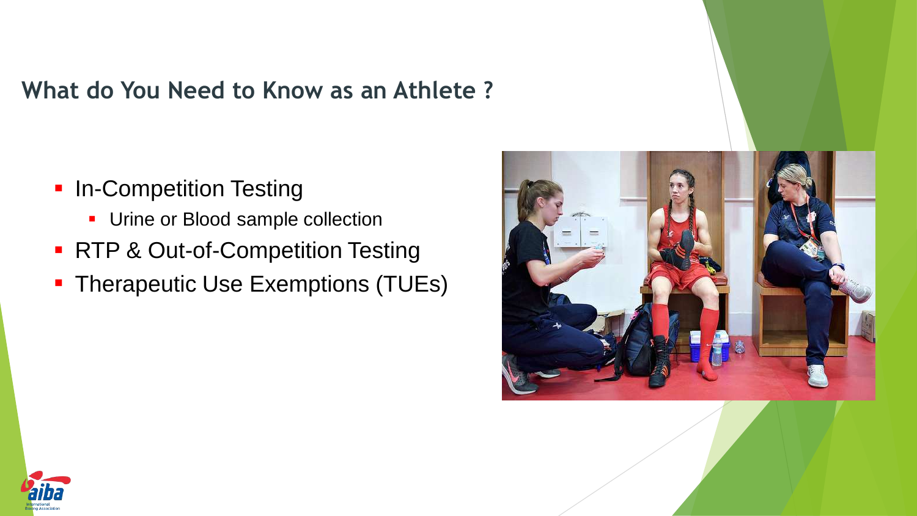## What do You Need to Know as an Athlete ?

- In-Competition Testing
  - Urine or Blood sample collection
- RTP & Out-of-Competition Testing
- Therapeutic Use Exemptions (TUEs)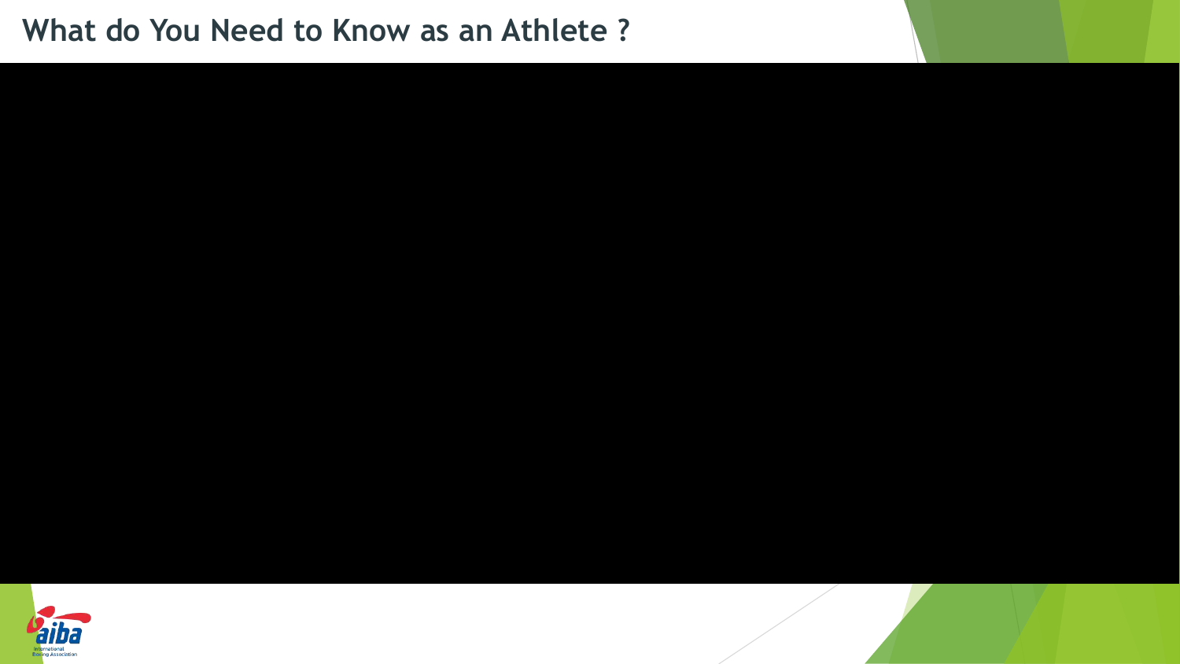# What do You Need to Know as an Athlete ?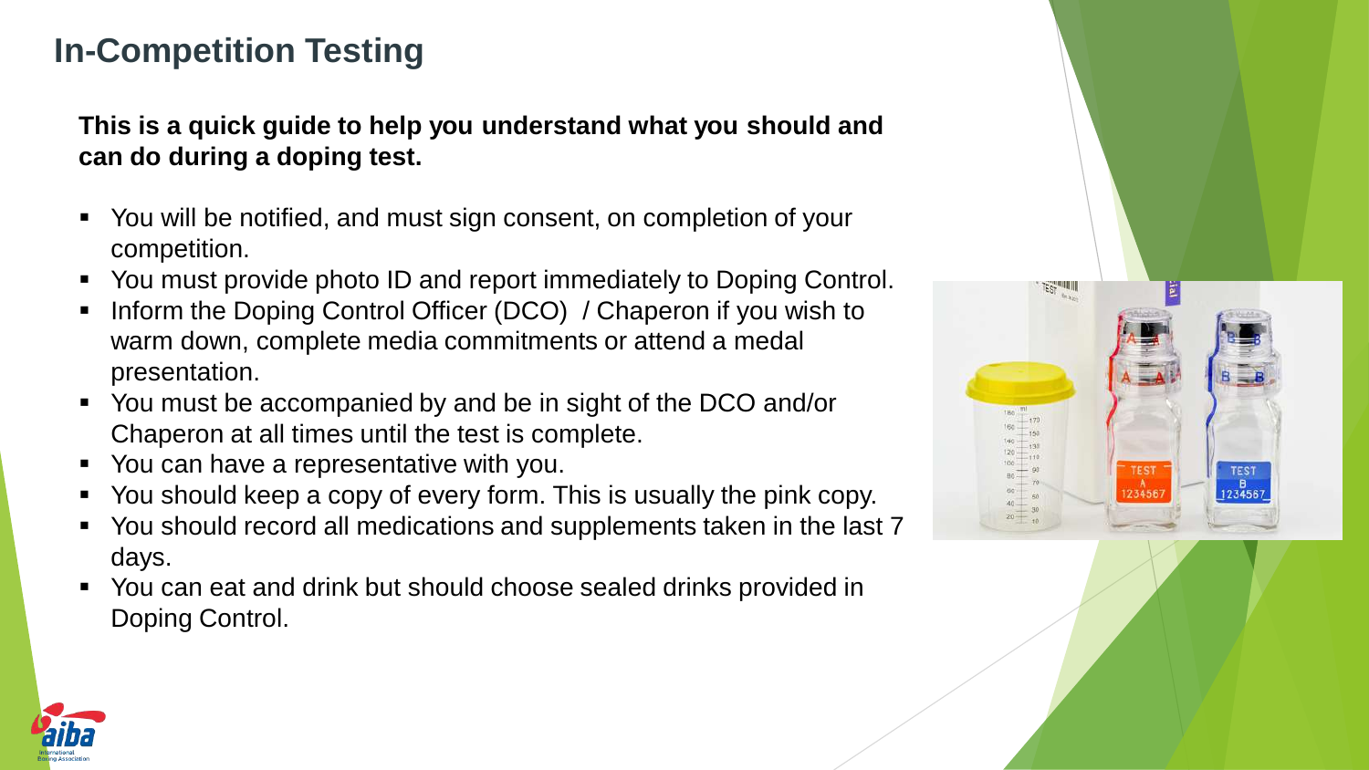# In-Competition Testing

**This is a quick guide to help you understand what you should and can do during a doping test.**

- You will be notified, and must sign consent, on completion of your competition.
- You must provide photo ID and report immediately to Doping Control.
- Inform the Doping Control Officer (DCO) / Chaperon if you wish to warm down, complete media commitments or attend a medal presentation.
- You must be accompanied by and be in sight of the DCO and/or Chaperon at all times until the test is complete.
- You can have a representative with you.
- You should keep a copy of every form. This is usually the pink copy.
- You should record all medications and supplements taken in the last 7 days.
- You can eat and drink but should choose sealed drinks provided in Doping Control.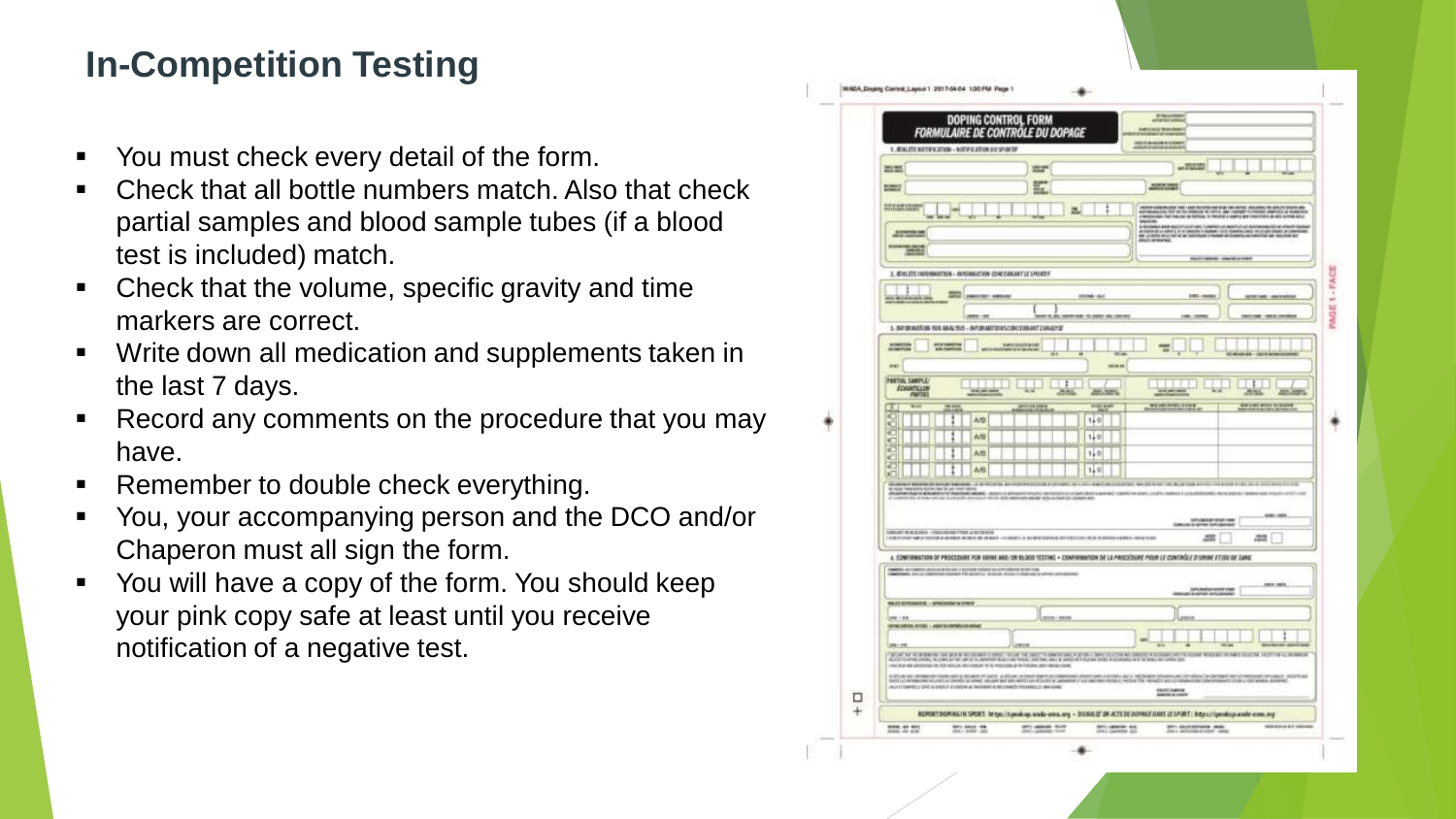# In-Competition Testing

- You must check every detail of the form.
- Check that all bottle numbers match. Also that check partial samples and blood sample tubes (if a blood test is included) match.
- Check that the volume, specific gravity and time markers are correct.
- Write down all medication and supplements taken in the last 7 days.
- Record any comments on the procedure that you may have.
- Remember to double check everything.
- You, your accompanying person and the DCO and/or Chaperon must all sign the form.
- You will have a copy of the form. You should keep your pink copy safe at least until you receive notification of a negative test.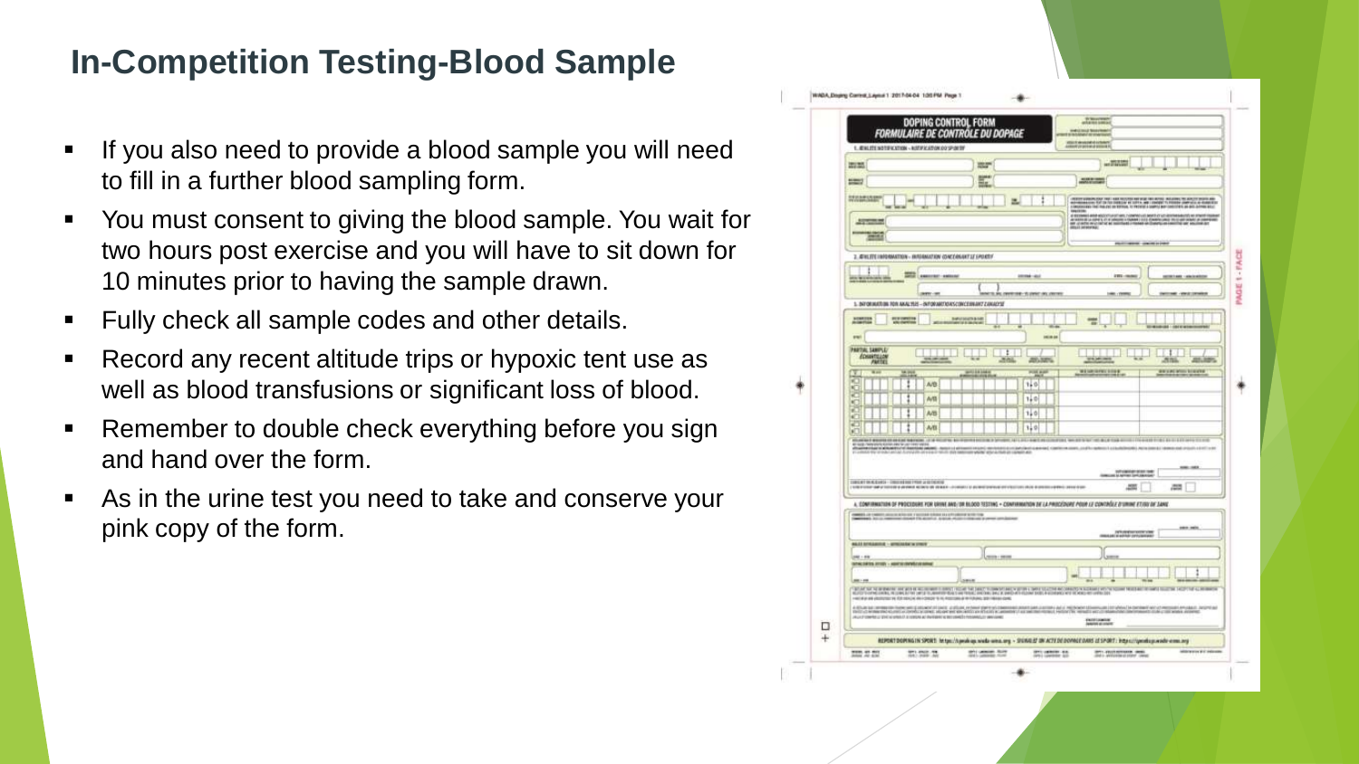# In-Competition Testing-Blood Sample

- If you also need to provide a blood sample you will need to fill in a further blood sampling form.
- You must consent to giving the blood sample. You wait for two hours post exercise and you will have to sit down for 10 minutes prior to having the sample drawn.
- Fully check all sample codes and other details.
- Record any recent altitude trips or hypoxic tent use as well as blood transfusions or significant loss of blood.
- Remember to double check everything before you sign and hand over the form.
- As in the urine test you need to take and conserve your pink copy of the form.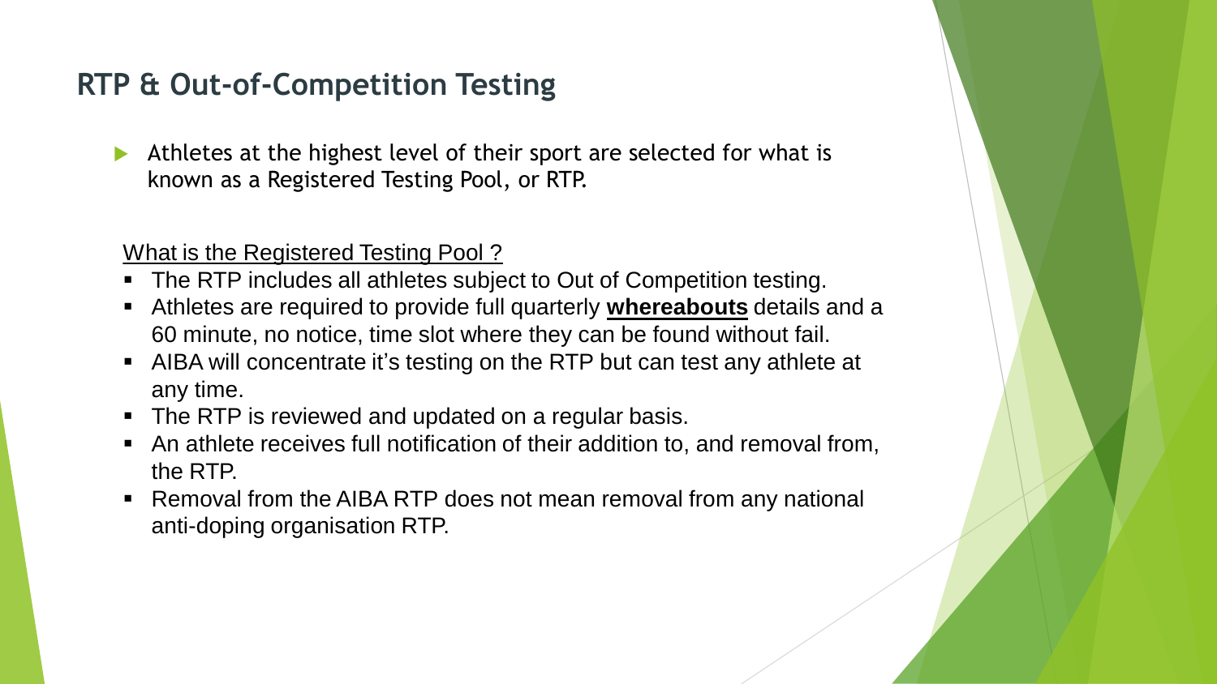## RTP & Out-of-Competition Testing

- Athletes at the highest level of their sport are selected for what is known as a Registered Testing Pool, or RTP.

What is the Registered Testing Pool ?

- The RTP includes all athletes subject to Out of Competition testing.
- Athletes are required to provide full quarterly **whereabouts** details and a 60 minute, no notice, time slot where they can be found without fail.
- AIBA will concentrate it's testing on the RTP but can test any athlete at any time.
- The RTP is reviewed and updated on a regular basis.
- An athlete receives full notification of their addition to, and removal from, the RTP.
- Removal from the AIBA RTP does not mean removal from any national anti-doping organisation RTP.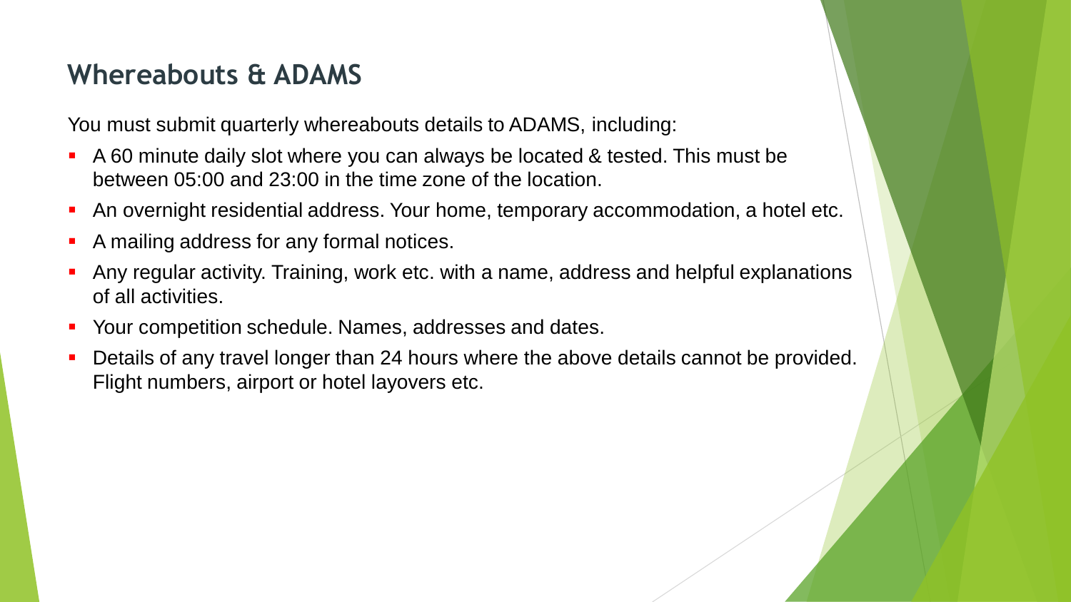## Whereabouts & ADAMS

You must submit quarterly whereabouts details to ADAMS, including:

- A 60 minute daily slot where you can always be located & tested. This must be between 05:00 and 23:00 in the time zone of the location.
- An overnight residential address. Your home, temporary accommodation, a hotel etc.
- A mailing address for any formal notices.
- Any regular activity. Training, work etc. with a name, address and helpful explanations of all activities.
- Your competition schedule. Names, addresses and dates.
- Details of any travel longer than 24 hours where the above details cannot be provided. Flight numbers, airport or hotel layovers etc.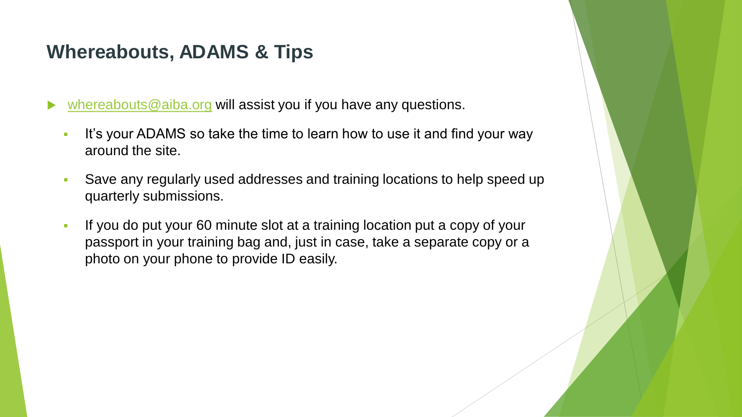## Whereabouts, ADAMS & Tips

- whereabouts@aiba.org will assist you if you have any questions.
  - It's your ADAMS so take the time to learn how to use it and find your way around the site.
  - Save any regularly used addresses and training locations to help speed up quarterly submissions.
  - If you do put your 60 minute slot at a training location put a copy of your passport in your training bag and, just in case, take a separate copy or a photo on your phone to provide ID easily.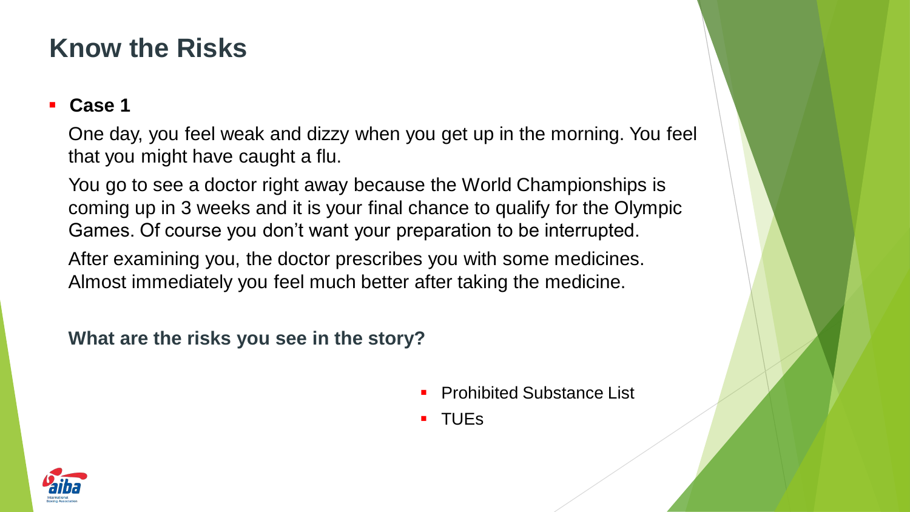# Know the Risks

- **Case 1**

  One day, you feel weak and dizzy when you get up in the morning. You feel that you might have caught a flu.

  You go to see a doctor right away because the World Championships is coming up in 3 weeks and it is your final chance to qualify for the Olympic Games. Of course you don't want your preparation to be interrupted.

  After examining you, the doctor prescribes you with some medicines. Almost immediately you feel much better after taking the medicine.

  **What are the risks you see in the story?**

- Prohibited Substance List
- TUEs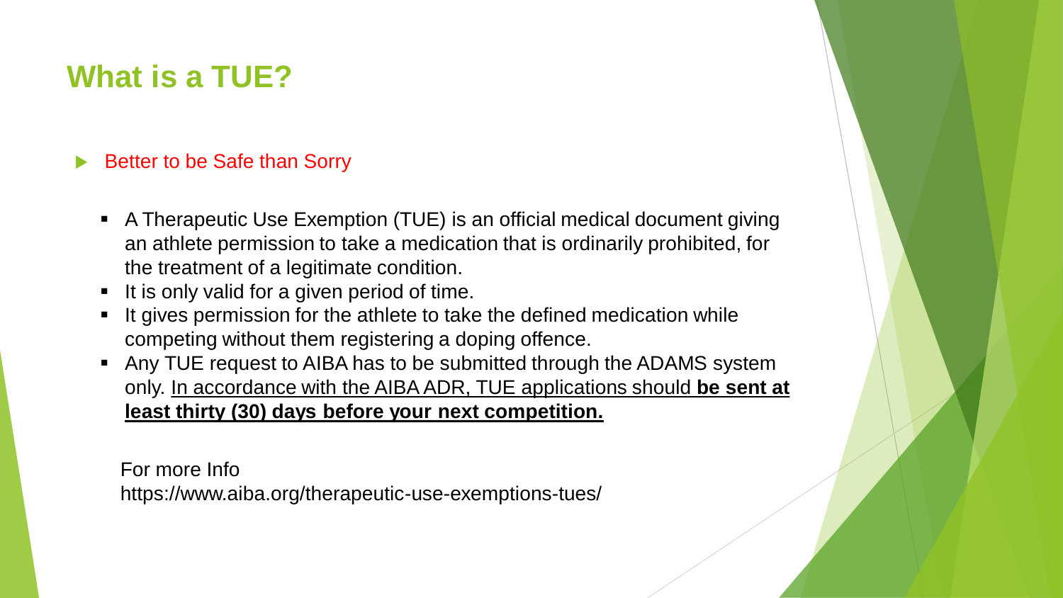# What is a TUE?

- Better to be Safe than Sorry

  - A Therapeutic Use Exemption (TUE) is an official medical document giving an athlete permission to take a medication that is ordinarily prohibited, for the treatment of a legitimate condition.
  - It is only valid for a given period of time.
  - It gives permission for the athlete to take the defined medication while competing without them registering a doping offence.
  - Any TUE request to AIBA has to be submitted through the ADAMS system only. In accordance with the AIBA ADR, TUE applications should **be sent at least thirty (30) days before your next competition.**

For more Info
https://www.aiba.org/therapeutic-use-exemptions-tues/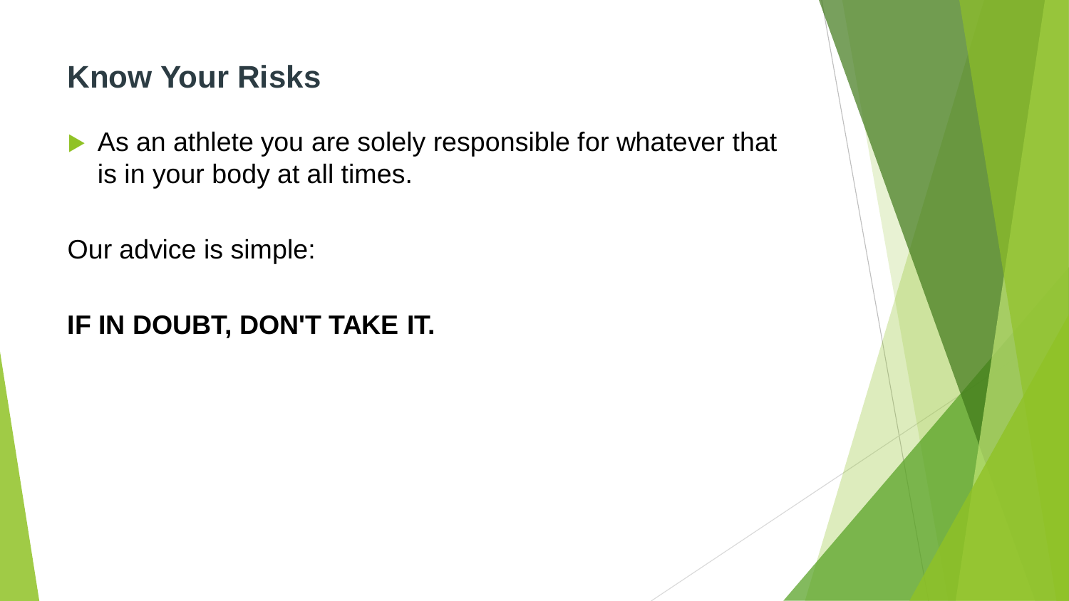## Know Your Risks

- As an athlete you are solely responsible for whatever that is in your body at all times.

Our advice is simple:

**IF IN DOUBT, DON'T TAKE IT.**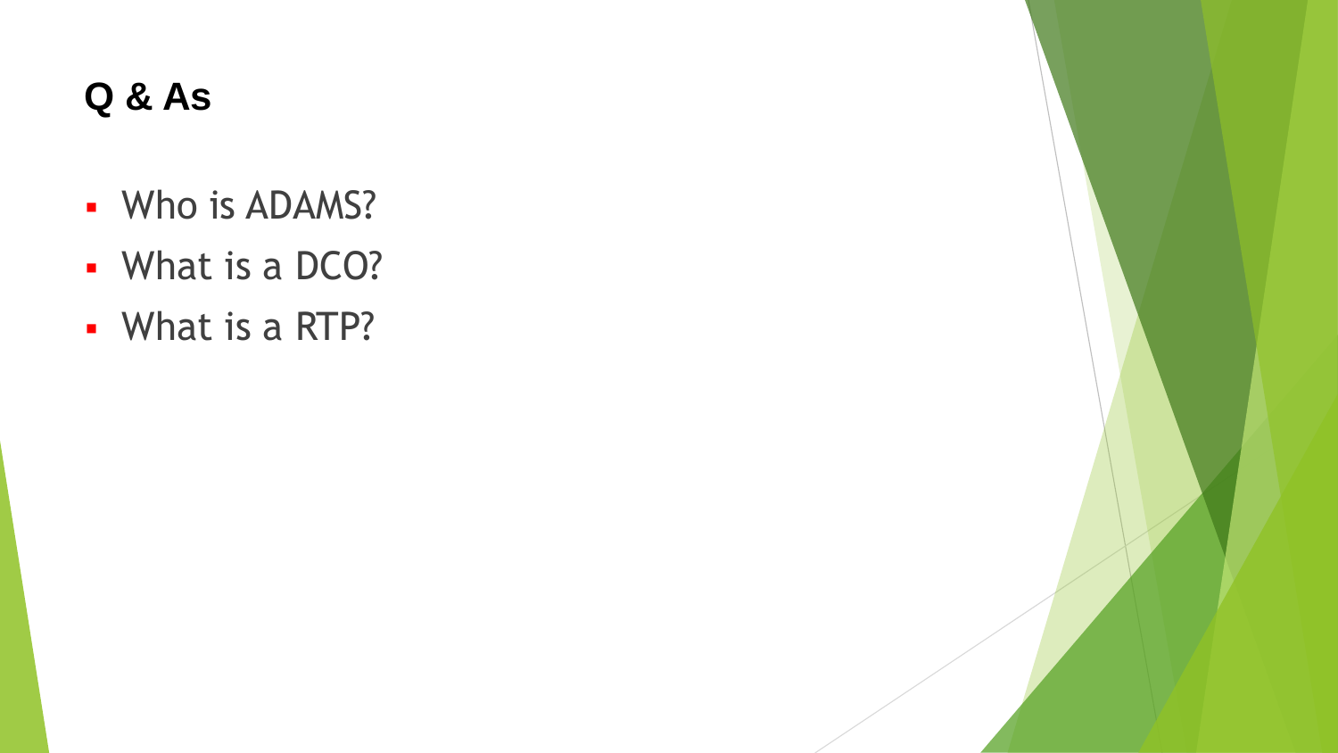# Q & As

- Who is ADAMS?
- What is a DCO?
- What is a RTP?